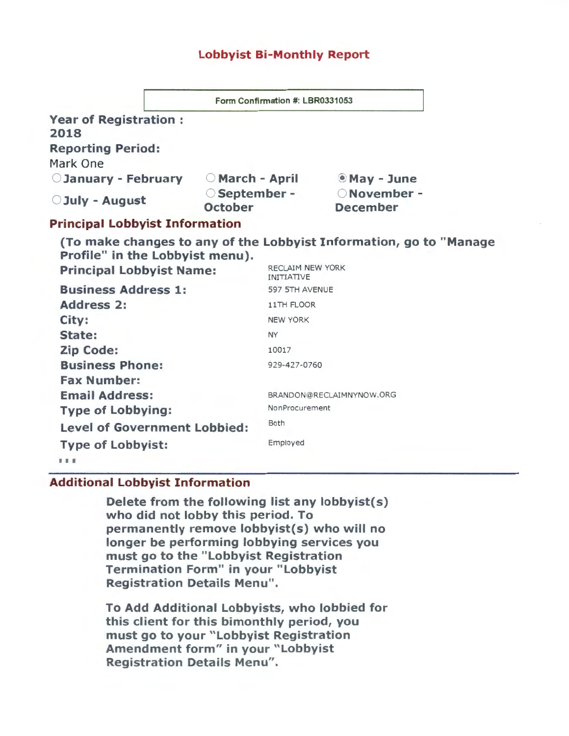# Lobbyist Bi-Monthly Report

Form Confirmation #: LBR0331053

**Year of Registration :**
**2018**

**Reporting Period:**
Mark One

| | | |
|---|---|---|
| ○ **January - February** | ○ **March - April** | ◉ **May - June** |
| ○ **July - August** | ○ **September - October** | ○ **November - December** |

## Principal Lobbyist Information

**(To make changes to any of the Lobbyist Information, go to "Manage Profile" in the Lobbyist menu).**

| | |
|---|---|
| **Principal Lobbyist Name:** | RECLAIM NEW YORK INITIATIVE |
| **Business Address 1:** | 597 5TH AVENUE |
| **Address 2:** | 11TH FLOOR |
| **City:** | NEW YORK |
| **State:** | NY |
| **Zip Code:** | 10017 |
| **Business Phone:** | 929-427-0760 |
| **Fax Number:** | |
| **Email Address:** | BRANDON@RECLAIMNYNOW.ORG |
| **Type of Lobbying:** | NonProcurement |
| **Level of Government Lobbied:** | Both |
| **Type of Lobbyist:** | Employed |

## Additional Lobbyist Information

**Delete from the following list any lobbyist(s) who did not lobby this period. To permanently remove lobbyist(s) who will no longer be performing lobbying services you must go to the "Lobbyist Registration Termination Form" in your "Lobbyist Registration Details Menu".**

**To Add Additional Lobbyists, who lobbied for this client for this bimonthly period, you must go to your "Lobbyist Registration Amendment form" in your "Lobbyist Registration Details Menu".**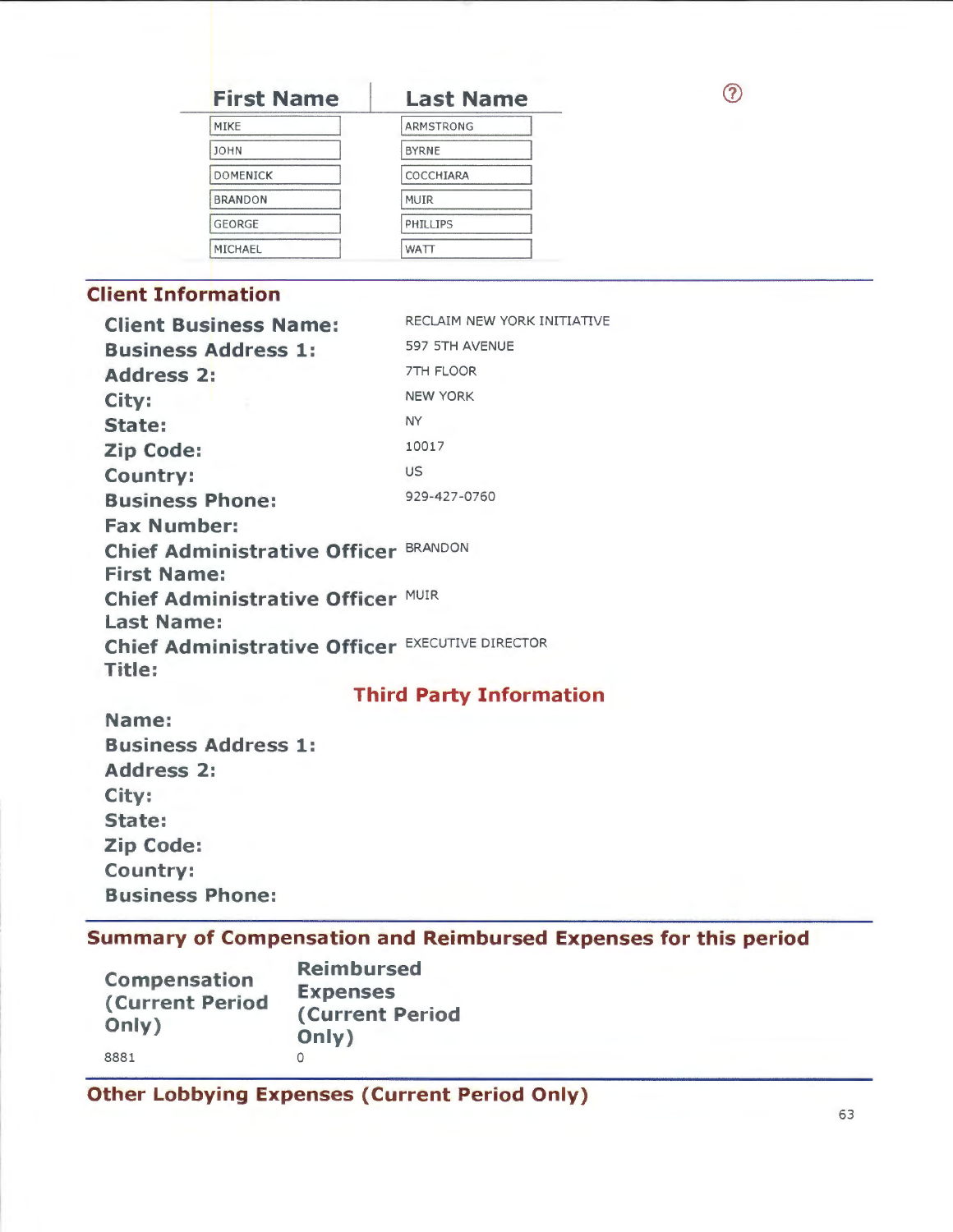| First Name | Last Name |
|---|---|
| MIKE | ARMSTRONG |
| JOHN | BYRNE |
| DOMENICK | COCCHIARA |
| BRANDON | MUIR |
| GEORGE | PHILLIPS |
| MICHAEL | WATT |

## Client Information

| | |
|---|---|
| **Client Business Name:** | RECLAIM NEW YORK INITIATIVE |
| **Business Address 1:** | 597 5TH AVENUE |
| **Address 2:** | 7TH FLOOR |
| **City:** | NEW YORK |
| **State:** | NY |
| **Zip Code:** | 10017 |
| **Country:** | US |
| **Business Phone:** | 929-427-0760 |
| **Fax Number:** | |
| **Chief Administrative Officer First Name:** | BRANDON |
| **Chief Administrative Officer Last Name:** | MUIR |
| **Chief Administrative Officer Title:** | EXECUTIVE DIRECTOR |

## Third Party Information

**Name:**

**Business Address 1:**

**Address 2:**

**City:**

**State:**

**Zip Code:**

**Country:**

**Business Phone:**

## Summary of Compensation and Reimbursed Expenses for this period

| Compensation (Current Period Only) | Reimbursed Expenses (Current Period Only) |
|---|---|
| 8881 | 0 |

## Other Lobbying Expenses (Current Period Only)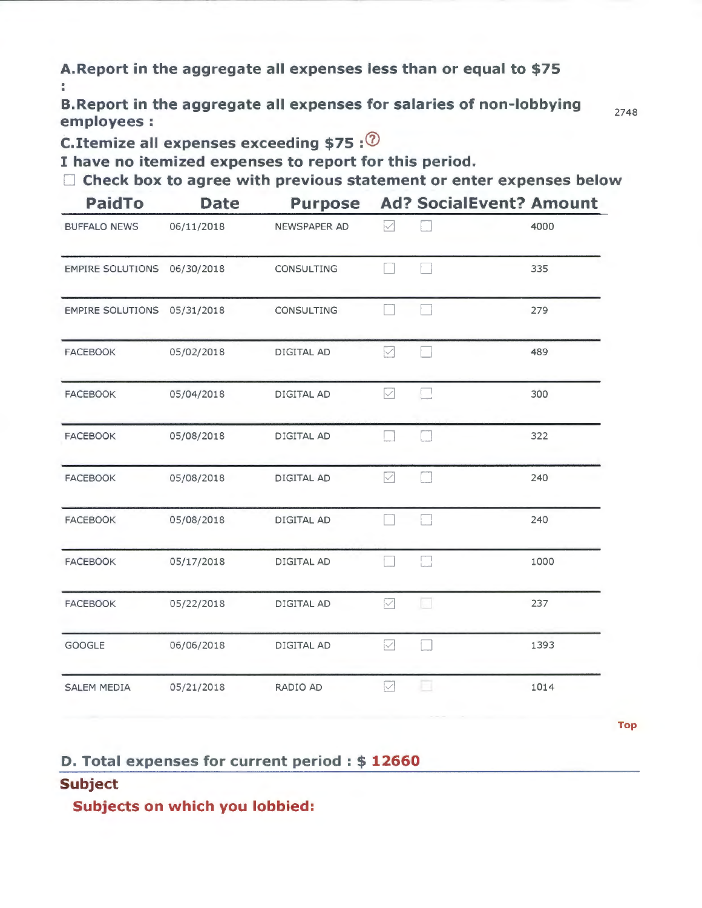**A.Report in the aggregate all expenses less than or equal to $75 :**

**B.Report in the aggregate all expenses for salaries of non-lobbying employees :** 2748

**C.Itemize all expenses exceeding $75 :**

**I have no itemized expenses to report for this period.**

☐ **Check box to agree with previous statement or enter expenses below**

| PaidTo | Date | Purpose | Ad? | SocialEvent? | Amount |
|---|---|---|---|---|---|
| BUFFALO NEWS | 06/11/2018 | NEWSPAPER AD | ☑ | ☐ | 4000 |
| EMPIRE SOLUTIONS | 06/30/2018 | CONSULTING | ☐ | ☐ | 335 |
| EMPIRE SOLUTIONS | 05/31/2018 | CONSULTING | ☐ | ☐ | 279 |
| FACEBOOK | 05/02/2018 | DIGITAL AD | ☑ | ☐ | 489 |
| FACEBOOK | 05/04/2018 | DIGITAL AD | ☑ | ☐ | 300 |
| FACEBOOK | 05/08/2018 | DIGITAL AD | ☐ | ☐ | 322 |
| FACEBOOK | 05/08/2018 | DIGITAL AD | ☑ | ☐ | 240 |
| FACEBOOK | 05/08/2018 | DIGITAL AD | ☐ | ☐ | 240 |
| FACEBOOK | 05/17/2018 | DIGITAL AD | ☐ | ☐ | 1000 |
| FACEBOOK | 05/22/2018 | DIGITAL AD | ☑ | ☐ | 237 |
| GOOGLE | 06/06/2018 | DIGITAL AD | ☑ | ☐ | 1393 |
| SALEM MEDIA | 05/21/2018 | RADIO AD | ☑ | ☐ | 1014 |

Top

**D. Total expenses for current period : $ 12660**

## Subject

**Subjects on which you lobbied:**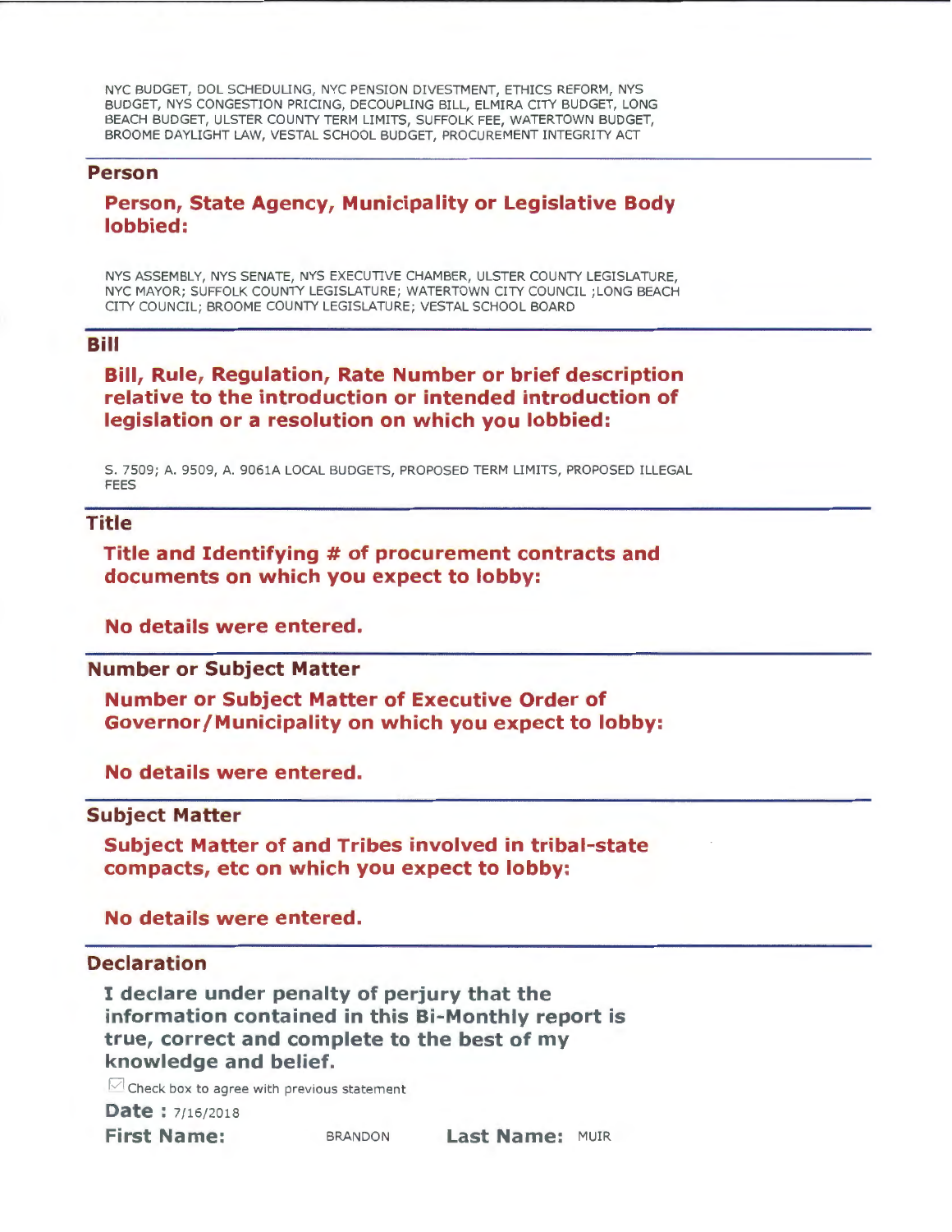NYC BUDGET, DOL SCHEDULING, NYC PENSION DIVESTMENT, ETHICS REFORM, NYS BUDGET, NYS CONGESTION PRICING, DECOUPLING BILL, ELMIRA CITY BUDGET, LONG BEACH BUDGET, ULSTER COUNTY TERM LIMITS, SUFFOLK FEE, WATERTOWN BUDGET, BROOME DAYLIGHT LAW, VESTAL SCHOOL BUDGET, PROCUREMENT INTEGRITY ACT

## Person

### Person, State Agency, Municipality or Legislative Body lobbied:

NYS ASSEMBLY, NYS SENATE, NYS EXECUTIVE CHAMBER, ULSTER COUNTY LEGISLATURE, NYC MAYOR; SUFFOLK COUNTY LEGISLATURE; WATERTOWN CITY COUNCIL ;LONG BEACH CITY COUNCIL; BROOME COUNTY LEGISLATURE; VESTAL SCHOOL BOARD

## Bill

### Bill, Rule, Regulation, Rate Number or brief description relative to the introduction or intended introduction of legislation or a resolution on which you lobbied:

S. 7509; A. 9509, A. 9061A LOCAL BUDGETS, PROPOSED TERM LIMITS, PROPOSED ILLEGAL FEES

## Title

### Title and Identifying # of procurement contracts and documents on which you expect to lobby:

**No details were entered.**

## Number or Subject Matter

### Number or Subject Matter of Executive Order of Governor/Municipality on which you expect to lobby:

**No details were entered.**

## Subject Matter

### Subject Matter of and Tribes involved in tribal-state compacts, etc on which you expect to lobby:

**No details were entered.**

## Declaration

**I declare under penalty of perjury that the information contained in this Bi-Monthly report is true, correct and complete to the best of my knowledge and belief.**

☑ Check box to agree with previous statement

**Date :** 7/16/2018

**First Name:** BRANDON **Last Name:** MUIR